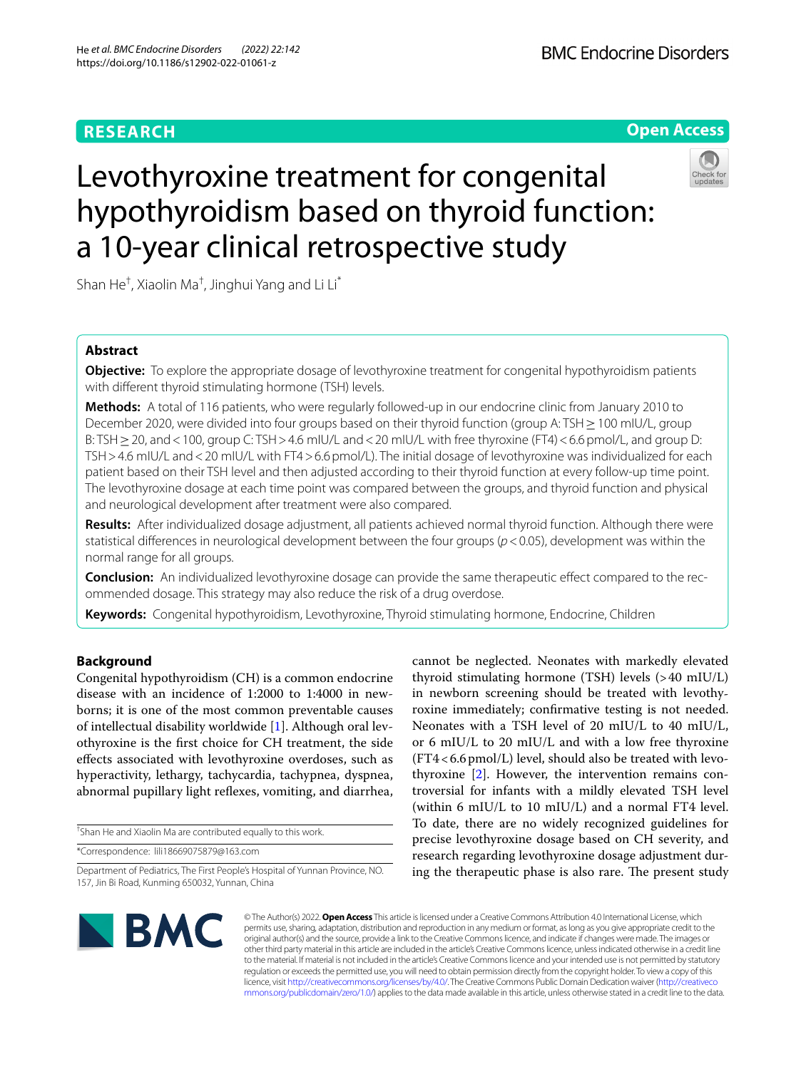RESEARCH

Open Access

# Levothyroxine treatment for congenital hypothyroidism based on thyroid function: a 10-year clinical retrospective study

Shan He[†], Xiaolin Ma[†], Jinghui Yang and Li Li[*]

## Abstract

**Objective:** To explore the appropriate dosage of levothyroxine treatment for congenital hypothyroidism patients with different thyroid stimulating hormone (TSH) levels.

**Methods:** A total of 116 patients, who were regularly followed-up in our endocrine clinic from January 2010 to December 2020, were divided into four groups based on their thyroid function (group A: TSH ≥ 100 mIU/L, group B: TSH ≥ 20, and < 100, group C: TSH > 4.6 mIU/L and < 20 mIU/L with free thyroxine (FT4) < 6.6 pmol/L, and group D: TSH > 4.6 mIU/L and < 20 mIU/L with FT4 > 6.6 pmol/L). The initial dosage of levothyroxine was individualized for each patient based on their TSH level and then adjusted according to their thyroid function at every follow-up time point. The levothyroxine dosage at each time point was compared between the groups, and thyroid function and physical and neurological development after treatment were also compared.

**Results:** After individualized dosage adjustment, all patients achieved normal thyroid function. Although there were statistical differences in neurological development between the four groups ($p < 0.05$), development was within the normal range for all groups.

**Conclusion:** An individualized levothyroxine dosage can provide the same therapeutic effect compared to the recommended dosage. This strategy may also reduce the risk of a drug overdose.

**Keywords:** Congenital hypothyroidism, Levothyroxine, Thyroid stimulating hormone, Endocrine, Children

## Background

Congenital hypothyroidism (CH) is a common endocrine disease with an incidence of 1:2000 to 1:4000 in newborns; it is one of the most common preventable causes of intellectual disability worldwide [1]. Although oral levothyroxine is the first choice for CH treatment, the side effects associated with levothyroxine overdoses, such as hyperactivity, lethargy, tachycardia, tachypnea, dyspnea, abnormal pupillary light reflexes, vomiting, and diarrhea, cannot be neglected. Neonates with markedly elevated thyroid stimulating hormone (TSH) levels (> 40 mIU/L) in newborn screening should be treated with levothyroxine immediately; confirmative testing is not needed. Neonates with a TSH level of 20 mIU/L to 40 mIU/L, or 6 mIU/L to 20 mIU/L and with a low free thyroxine (FT4 < 6.6 pmol/L) level, should also be treated with levothyroxine [2]. However, the intervention remains controversial for infants with a mildly elevated TSH level (within 6 mIU/L to 10 mIU/L) and a normal FT4 level. To date, there are no widely recognized guidelines for precise levothyroxine dosage based on CH severity, and research regarding levothyroxine dosage adjustment during the therapeutic phase is also rare. The present study

[†]Shan He and Xiaolin Ma are contributed equally to this work.

*Correspondence: lili18669075879@163.com

Department of Pediatrics, The First People's Hospital of Yunnan Province, NO. 157, Jin Bi Road, Kunming 650032, Yunnan, China

© The Author(s) 2022. **Open Access** This article is licensed under a Creative Commons Attribution 4.0 International License, which permits use, sharing, adaptation, distribution and reproduction in any medium or format, as long as you give appropriate credit to the original author(s) and the source, provide a link to the Creative Commons licence, and indicate if changes were made. The images or other third party material in this article are included in the article's Creative Commons licence, unless indicated otherwise in a credit line to the material. If material is not included in the article's Creative Commons licence and your intended use is not permitted by statutory regulation or exceeds the permitted use, you will need to obtain permission directly from the copyright holder. To view a copy of this licence, visit http://creativecommons.org/licenses/by/4.0/. The Creative Commons Public Domain Dedication waiver (http://creativecommons.org/publicdomain/zero/1.0/) applies to the data made available in this article, unless otherwise stated in a credit line to the data.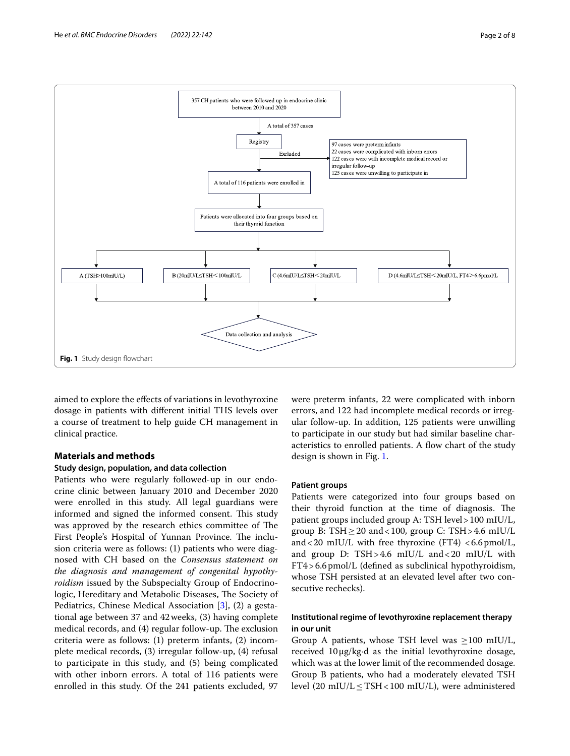357 CH patients who were followed up in endocrine clinic between 2010 and 2020

A total of 357 cases

Registry

Excluded

97 cases were preterm infants
22 cases were complicated with inborn errors
122 cases were with incomplete medical record or irregular follow-up
125 cases were unwilling to participate in

A total of 116 patients were enrolled in

Patients were allocated into four groups based on their thyroid function

A (TSH≥100mIU/L) | B (20mIU/L≤TSH<100mIU/L | C (4.6mIU/L≤TSH<20mIU/L | D (4.6mIU/L≤TSH<20mIU/L, FT4>6.6pmol/L

Data collection and analysis

**Fig. 1** Study design flowchart

aimed to explore the effects of variations in levothyroxine dosage in patients with different initial THS levels over a course of treatment to help guide CH management in clinical practice.

## Materials and methods

### Study design, population, and data collection

Patients who were regularly followed-up in our endocrine clinic between January 2010 and December 2020 were enrolled in this study. All legal guardians were informed and signed the informed consent. This study was approved by the research ethics committee of The First People's Hospital of Yunnan Province. The inclusion criteria were as follows: (1) patients who were diagnosed with CH based on the *Consensus statement on the diagnosis and management of congenital hypothyroidism* issued by the Subspecialty Group of Endocrinologic, Hereditary and Metabolic Diseases, The Society of Pediatrics, Chinese Medical Association [3], (2) a gestational age between 37 and 42 weeks, (3) having complete medical records, and (4) regular follow-up. The exclusion criteria were as follows: (1) preterm infants, (2) incomplete medical records, (3) irregular follow-up, (4) refusal to participate in this study, and (5) being complicated with other inborn errors. A total of 116 patients were enrolled in this study. Of the 241 patients excluded, 97 were preterm infants, 22 were complicated with inborn errors, and 122 had incomplete medical records or irregular follow-up. In addition, 125 patients were unwilling to participate in our study but had similar baseline characteristics to enrolled patients. A flow chart of the study design is shown in Fig. 1.

### Patient groups

Patients were categorized into four groups based on their thyroid function at the time of diagnosis. The patient groups included group A: TSH level > 100 mIU/L, group B: TSH ≥ 20 and < 100, group C: TSH > 4.6 mIU/L and < 20 mIU/L with free thyroxine (FT4) < 6.6 pmol/L, and group D: TSH > 4.6 mIU/L and < 20 mIU/L with FT4 > 6.6 pmol/L (defined as subclinical hypothyroidism, whose TSH persisted at an elevated level after two consecutive rechecks).

### Institutional regime of levothyroxine replacement therapy in our unit

Group A patients, whose TSH level was ≥100 mIU/L, received 10 μg/kg·d as the initial levothyroxine dosage, which was at the lower limit of the recommended dosage. Group B patients, who had a moderately elevated TSH level (20 mIU/L ≤ TSH < 100 mIU/L), were administered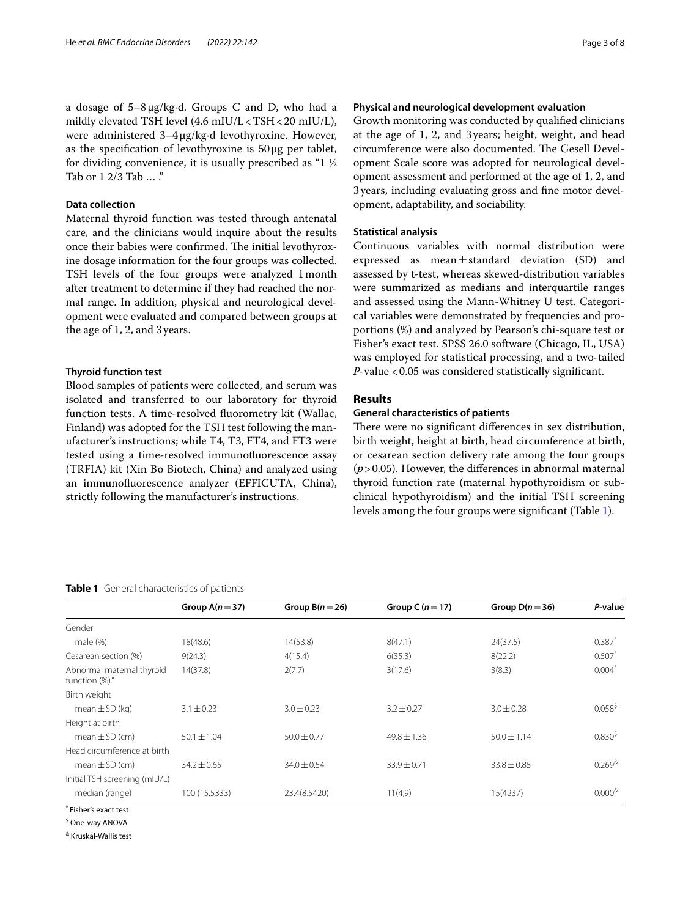a dosage of 5–8 μg/kg·d. Groups C and D, who had a mildly elevated TSH level (4.6 mIU/L < TSH < 20 mIU/L), were administered 3–4 μg/kg·d levothyroxine. However, as the specification of levothyroxine is 50 μg per tablet, for dividing convenience, it is usually prescribed as "1 ½ Tab or 1 2/3 Tab … ."

### Data collection

Maternal thyroid function was tested through antenatal care, and the clinicians would inquire about the results once their babies were confirmed. The initial levothyroxine dosage information for the four groups was collected. TSH levels of the four groups were analyzed 1 month after treatment to determine if they had reached the normal range. In addition, physical and neurological development were evaluated and compared between groups at the age of 1, 2, and 3 years.

### Thyroid function test

Blood samples of patients were collected, and serum was isolated and transferred to our laboratory for thyroid function tests. A time-resolved fluorometry kit (Wallac, Finland) was adopted for the TSH test following the manufacturer's instructions; while T4, T3, FT4, and FT3 were tested using a time-resolved immunofluorescence assay (TRFIA) kit (Xin Bo Biotech, China) and analyzed using an immunofluorescence analyzer (EFFICUTA, China), strictly following the manufacturer's instructions.

### Physical and neurological development evaluation

Growth monitoring was conducted by qualified clinicians at the age of 1, 2, and 3 years; height, weight, and head circumference were also documented. The Gesell Development Scale score was adopted for neurological development assessment and performed at the age of 1, 2, and 3 years, including evaluating gross and fine motor development, adaptability, and sociability.

### Statistical analysis

Continuous variables with normal distribution were expressed as mean ± standard deviation (SD) and assessed by t-test, whereas skewed-distribution variables were summarized as medians and interquartile ranges and assessed using the Mann-Whitney U test. Categorical variables were demonstrated by frequencies and proportions (%) and analyzed by Pearson's chi-square test or Fisher's exact test. SPSS 26.0 software (Chicago, IL, USA) was employed for statistical processing, and a two-tailed *P*-value < 0.05 was considered statistically significant.

## Results

### General characteristics of patients

There were no significant differences in sex distribution, birth weight, height at birth, head circumference at birth, or cesarean section delivery rate among the four groups ($p > 0.05$). However, the differences in abnormal maternal thyroid function rate (maternal hypothyroidism or subclinical hypothyroidism) and the initial TSH screening levels among the four groups were significant (Table 1).

**Table 1** General characteristics of patients

| | Group A($n = 37$) | Group B($n = 26$) | Group C ($n = 17$) | Group D($n = 36$) | *P*-value |
|---|---|---|---|---|---|
| Gender | | | | | |
| male (%) | 18(48.6) | 14(53.8) | 8(47.1) | 24(37.5) | 0.387* |
| Cesarean section (%) | 9(24.3) | 4(15.4) | 6(35.3) | 8(22.2) | 0.507* |
| Abnormal maternal thyroid function (%)." | 14(37.8) | 2(7.7) | 3(17.6) | 3(8.3) | 0.004* |
| Birth weight | | | | | |
| mean ± SD (kg) | 3.1 ± 0.23 | 3.0 ± 0.23 | 3.2 ± 0.27 | 3.0 ± 0.28 | 0.058$ |
| Height at birth | | | | | |
| mean ± SD (cm) | 50.1 ± 1.04 | 50.0 ± 0.77 | 49.8 ± 1.36 | 50.0 ± 1.14 | 0.830$ |
| Head circumference at birth | | | | | |
| mean ± SD (cm) | 34.2 ± 0.65 | 34.0 ± 0.54 | 33.9 ± 0.71 | 33.8 ± 0.85 | 0.269& |
| Initial TSH screening (mIU/L) | | | | | |
| median (range) | 100 (15.5333) | 23.4(8.5420) | 11(4,9) | 15(4237) | 0.000& |

* Fisher's exact test

$ One-way ANOVA

& Kruskal-Wallis test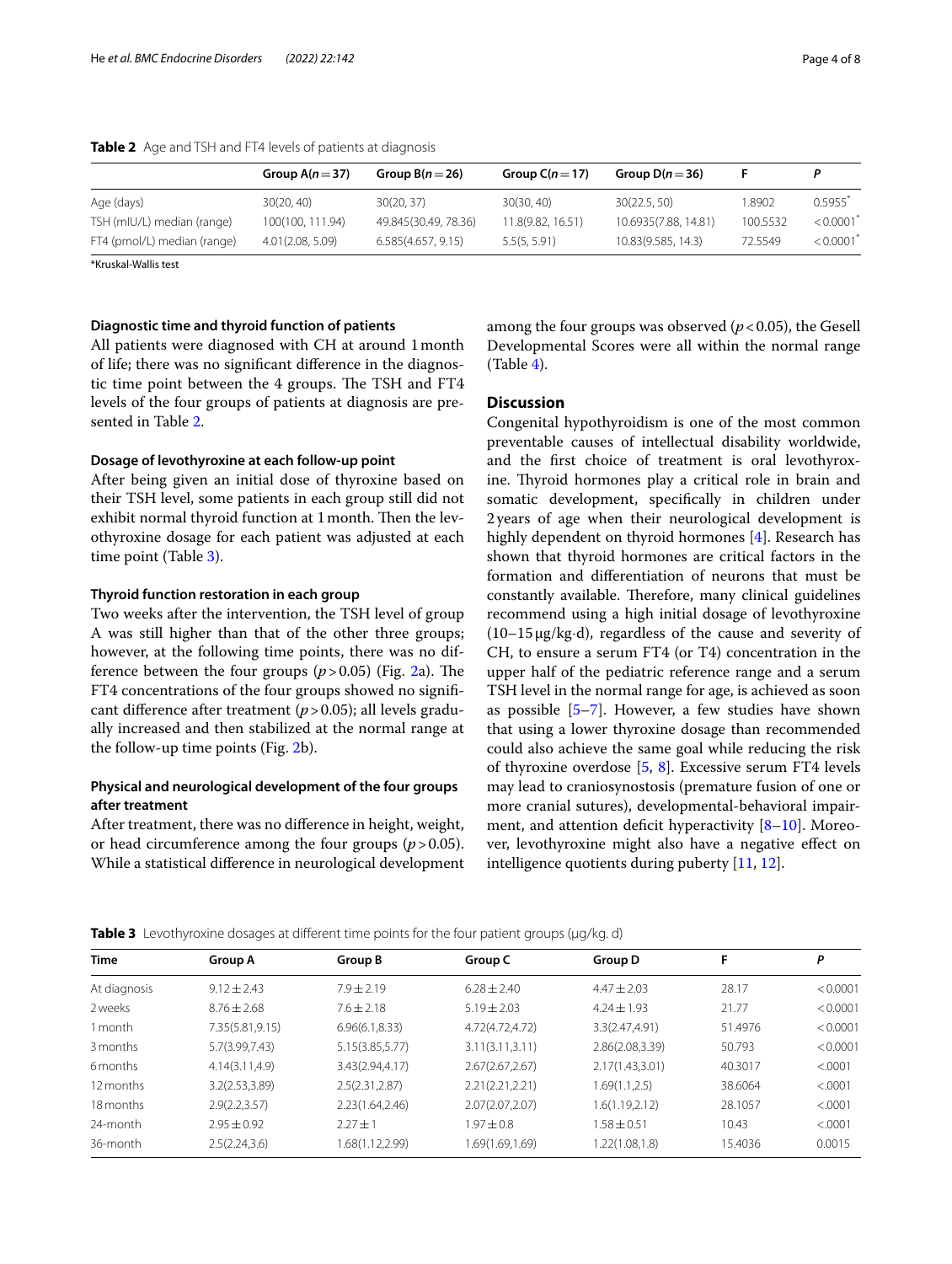**Table 2** Age and TSH and FT4 levels of patients at diagnosis

| | Group A($n=37$) | Group B($n=26$) | Group C($n=17$) | Group D($n=36$) | F | *P* |
|---|---|---|---|---|---|---|
| Age (days) | 30(20, 40) | 30(20, 37) | 30(30, 40) | 30(22.5, 50) | 1.8902 | 0.5955* |
| TSH (mIU/L) median (range) | 100(100, 111.94) | 49.845(30.49, 78.36) | 11.8(9.82, 16.51) | 10.6935(7.88, 14.81) | 100.5532 | <0.0001* |
| FT4 (pmol/L) median (range) | 4.01(2.08, 5.09) | 6.585(4.657, 9.15) | 5.5(5, 5.91) | 10.83(9.585, 14.3) | 72.5549 | <0.0001* |

*Kruskal-Wallis test

#### Diagnostic time and thyroid function of patients

All patients were diagnosed with CH at around 1 month of life; there was no significant difference in the diagnostic time point between the 4 groups. The TSH and FT4 levels of the four groups of patients at diagnosis are presented in Table 2.

#### Dosage of levothyroxine at each follow-up point

After being given an initial dose of thyroxine based on their TSH level, some patients in each group still did not exhibit normal thyroid function at 1 month. Then the levothyroxine dosage for each patient was adjusted at each time point (Table 3).

#### Thyroid function restoration in each group

Two weeks after the intervention, the TSH level of group A was still higher than that of the other three groups; however, at the following time points, there was no difference between the four groups ($p>0.05$) (Fig. 2a). The FT4 concentrations of the four groups showed no significant difference after treatment ($p>0.05$); all levels gradually increased and then stabilized at the normal range at the follow-up time points (Fig. 2b).

#### Physical and neurological development of the four groups after treatment

After treatment, there was no difference in height, weight, or head circumference among the four groups ($p>0.05$). While a statistical difference in neurological development among the four groups was observed ($p<0.05$), the Gesell Developmental Scores were all within the normal range (Table 4).

## Discussion

Congenital hypothyroidism is one of the most common preventable causes of intellectual disability worldwide, and the first choice of treatment is oral levothyroxine. Thyroid hormones play a critical role in brain and somatic development, specifically in children under 2 years of age when their neurological development is highly dependent on thyroid hormones [4]. Research has shown that thyroid hormones are critical factors in the formation and differentiation of neurons that must be constantly available. Therefore, many clinical guidelines recommend using a high initial dosage of levothyroxine (10–15 μg/kg·d), regardless of the cause and severity of CH, to ensure a serum FT4 (or T4) concentration in the upper half of the pediatric reference range and a serum TSH level in the normal range for age, is achieved as soon as possible [5–7]. However, a few studies have shown that using a lower thyroxine dosage than recommended could also achieve the same goal while reducing the risk of thyroxine overdose [5, 8]. Excessive serum FT4 levels may lead to craniosynostosis (premature fusion of one or more cranial sutures), developmental-behavioral impairment, and attention deficit hyperactivity [8–10]. Moreover, levothyroxine might also have a negative effect on intelligence quotients during puberty [11, 12].

**Table 3** Levothyroxine dosages at different time points for the four patient groups (μg/kg. d)

| Time | Group A | Group B | Group C | Group D | F | *P* |
|---|---|---|---|---|---|---|
| At diagnosis | 9.12 ± 2.43 | 7.9 ± 2.19 | 6.28 ± 2.40 | 4.47 ± 2.03 | 28.17 | <0.0001 |
| 2 weeks | 8.76 ± 2.68 | 7.6 ± 2.18 | 5.19 ± 2.03 | 4.24 ± 1.93 | 21.77 | <0.0001 |
| 1 month | 7.35(5.81,9.15) | 6.96(6.1,8.33) | 4.72(4.72,4.72) | 3.3(2.47,4.91) | 51.4976 | <0.0001 |
| 3 months | 5.7(3.99,7.43) | 5.15(3.85,5.77) | 3.11(3.11,3.11) | 2.86(2.08,3.39) | 50.793 | <0.0001 |
| 6 months | 4.14(3.11,4.9) | 3.43(2.94,4.17) | 2.67(2.67,2.67) | 2.17(1.43,3.01) | 40.3017 | <.0001 |
| 12 months | 3.2(2.53,3.89) | 2.5(2.31,2.87) | 2.21(2.21,2.21) | 1.69(1.1,2.5) | 38.6064 | <.0001 |
| 18 months | 2.9(2.2,3.57) | 2.23(1.64,2.46) | 2.07(2.07,2.07) | 1.6(1.19,2.12) | 28.1057 | <.0001 |
| 24-month | 2.95 ± 0.92 | 2.27 ± 1 | 1.97 ± 0.8 | 1.58 ± 0.51 | 10.43 | <.0001 |
| 36-month | 2.5(2.24,3.6) | 1.68(1.12,2.99) | 1.69(1.69,1.69) | 1.22(1.08,1.8) | 15.4036 | 0.0015 |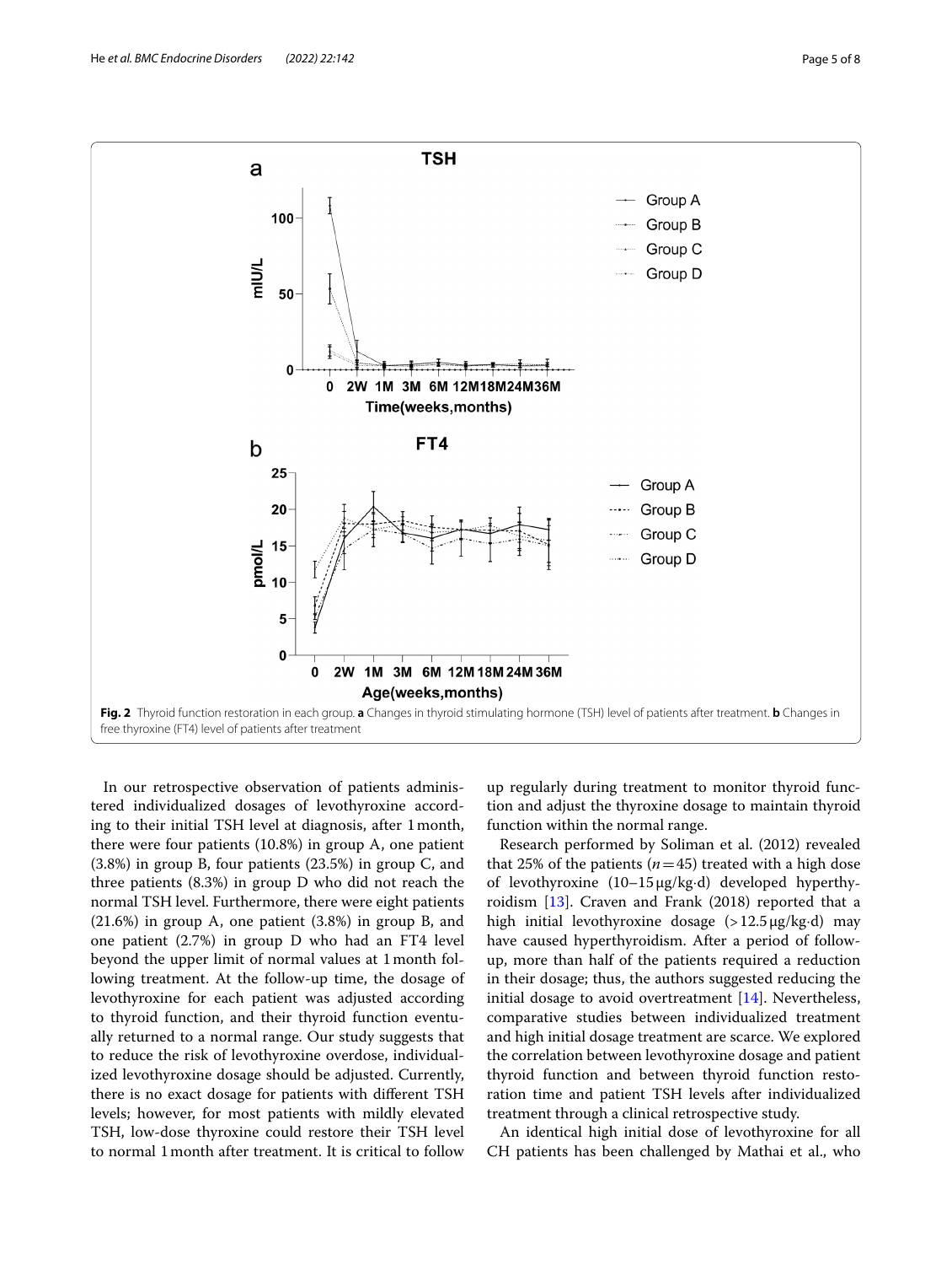Fig. 2 Thyroid function restoration in each group. **a** Changes in thyroid stimulating hormone (TSH) level of patients after treatment. **b** Changes in free thyroxine (FT4) level of patients after treatment

In our retrospective observation of patients administered individualized dosages of levothyroxine according to their initial TSH level at diagnosis, after 1 month, there were four patients (10.8%) in group A, one patient (3.8%) in group B, four patients (23.5%) in group C, and three patients (8.3%) in group D who did not reach the normal TSH level. Furthermore, there were eight patients (21.6%) in group A, one patient (3.8%) in group B, and one patient (2.7%) in group D who had an FT4 level beyond the upper limit of normal values at 1 month following treatment. At the follow-up time, the dosage of levothyroxine for each patient was adjusted according to thyroid function, and their thyroid function eventually returned to a normal range. Our study suggests that to reduce the risk of levothyroxine overdose, individualized levothyroxine dosage should be adjusted. Currently, there is no exact dosage for patients with different TSH levels; however, for most patients with mildly elevated TSH, low-dose thyroxine could restore their TSH level to normal 1 month after treatment. It is critical to follow up regularly during treatment to monitor thyroid function and adjust the thyroxine dosage to maintain thyroid function within the normal range.

Research performed by Soliman et al. (2012) revealed that 25% of the patients ($n=45$) treated with a high dose of levothyroxine (10–15 μg/kg·d) developed hyperthyroidism [13]. Craven and Frank (2018) reported that a high initial levothyroxine dosage (>12.5 μg/kg·d) may have caused hyperthyroidism. After a period of follow-up, more than half of the patients required a reduction in their dosage; thus, the authors suggested reducing the initial dosage to avoid overtreatment [14]. Nevertheless, comparative studies between individualized treatment and high initial dosage treatment are scarce. We explored the correlation between levothyroxine dosage and patient thyroid function and between thyroid function restoration time and patient TSH levels after individualized treatment through a clinical retrospective study.

An identical high initial dose of levothyroxine for all CH patients has been challenged by Mathai et al., who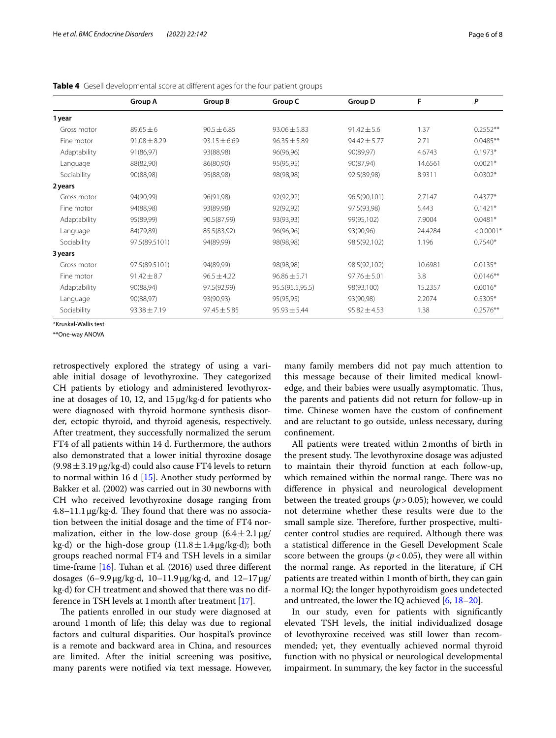**Table 4** Gesell developmental score at different ages for the four patient groups

| | Group A | Group B | Group C | Group D | F | P |
|---|---|---|---|---|---|---|
| **1 year** | | | | | | |
| Gross motor | 89.65 ± 6 | 90.5 ± 6.85 | 93.06 ± 5.83 | 91.42 ± 5.6 | 1.37 | 0.2552** |
| Fine motor | 91.08 ± 8.29 | 93.15 ± 6.69 | 96.35 ± 5.89 | 94.42 ± 5.77 | 2.71 | 0.0485** |
| Adaptability | 91(86,97) | 93(88,98) | 96(96,96) | 90(89,97) | 4.6743 | 0.1973* |
| Language | 88(82,90) | 86(80,90) | 95(95,95) | 90(87,94) | 14.6561 | 0.0021* |
| Sociability | 90(88,98) | 95(88,98) | 98(98,98) | 92.5(89,98) | 8.9311 | 0.0302* |
| **2 years** | | | | | | |
| Gross motor | 94(90,99) | 96(91,98) | 92(92,92) | 96.5(90,101) | 2.7147 | 0.4377* |
| Fine motor | 94(88,98) | 93(89,98) | 92(92,92) | 97.5(93,98) | 5.443 | 0.1421* |
| Adaptability | 95(89,99) | 90.5(87,99) | 93(93,93) | 99(95,102) | 7.9004 | 0.0481* |
| Language | 84(79,89) | 85.5(83,92) | 96(96,96) | 93(90,96) | 24.4284 | < 0.0001* |
| Sociability | 97.5(89.5101) | 94(89,99) | 98(98,98) | 98.5(92,102) | 1.196 | 0.7540* |
| **3 years** | | | | | | |
| Gross motor | 97.5(89.5101) | 94(89,99) | 98(98,98) | 98.5(92,102) | 10.6981 | 0.0135* |
| Fine motor | 91.42 ± 8.7 | 96.5 ± 4.22 | 96.86 ± 5.71 | 97.76 ± 5.01 | 3.8 | 0.0146** |
| Adaptability | 90(88,94) | 97.5(92,99) | 95.5(95.5,95.5) | 98(93,100) | 15.2357 | 0.0016* |
| Language | 90(88,97) | 93(90,93) | 95(95,95) | 93(90,98) | 2.2074 | 0.5305* |
| Sociability | 93.38 ± 7.19 | 97.45 ± 5.85 | 95.93 ± 5.44 | 95.82 ± 4.53 | 1.38 | 0.2576** |

*Kruskal-Wallis test

**One-way ANOVA

retrospectively explored the strategy of using a variable initial dosage of levothyroxine. They categorized CH patients by etiology and administered levothyroxine at dosages of 10, 12, and 15 μg/kg·d for patients who were diagnosed with thyroid hormone synthesis disorder, ectopic thyroid, and thyroid agenesis, respectively. After treatment, they successfully normalized the serum FT4 of all patients within 14 d. Furthermore, the authors also demonstrated that a lower initial thyroxine dosage ($9.98 \pm 3.19$ μg/kg·d) could also cause FT4 levels to return to normal within 16 d [15]. Another study performed by Bakker et al. (2002) was carried out in 30 newborns with CH who received levothyroxine dosage ranging from 4.8–11.1 μg/kg·d. They found that there was no association between the initial dosage and the time of FT4 normalization, either in the low-dose group ($6.4 \pm 2.1$ μg/kg·d) or the high-dose group ($11.8 \pm 1.4$ μg/kg·d); both groups reached normal FT4 and TSH levels in a similar time-frame [16]. Tuhan et al. (2016) used three different dosages (6–9.9 μg/kg·d, 10–11.9 μg/kg·d, and 12–17 μg/kg·d) for CH treatment and showed that there was no difference in TSH levels at 1 month after treatment [17].

The patients enrolled in our study were diagnosed at around 1 month of life; this delay was due to regional factors and cultural disparities. Our hospital's province is a remote and backward area in China, and resources are limited. After the initial screening was positive, many parents were notified via text message. However, many family members did not pay much attention to this message because of their limited medical knowledge, and their babies were usually asymptomatic. Thus, the parents and patients did not return for follow-up in time. Chinese women have the custom of confinement and are reluctant to go outside, unless necessary, during confinement.

All patients were treated within 2 months of birth in the present study. The levothyroxine dosage was adjusted to maintain their thyroid function at each follow-up, which remained within the normal range. There was no difference in physical and neurological development between the treated groups ($p > 0.05$); however, we could not determine whether these results were due to the small sample size. Therefore, further prospective, multicenter control studies are required. Although there was a statistical difference in the Gesell Development Scale score between the groups ($p < 0.05$), they were all within the normal range. As reported in the literature, if CH patients are treated within 1 month of birth, they can gain a normal IQ; the longer hypothyroidism goes undetected and untreated, the lower the IQ achieved [6, 18–20].

In our study, even for patients with significantly elevated TSH levels, the initial individualized dosage of levothyroxine received was still lower than recommended; yet, they eventually achieved normal thyroid function with no physical or neurological developmental impairment. In summary, the key factor in the successful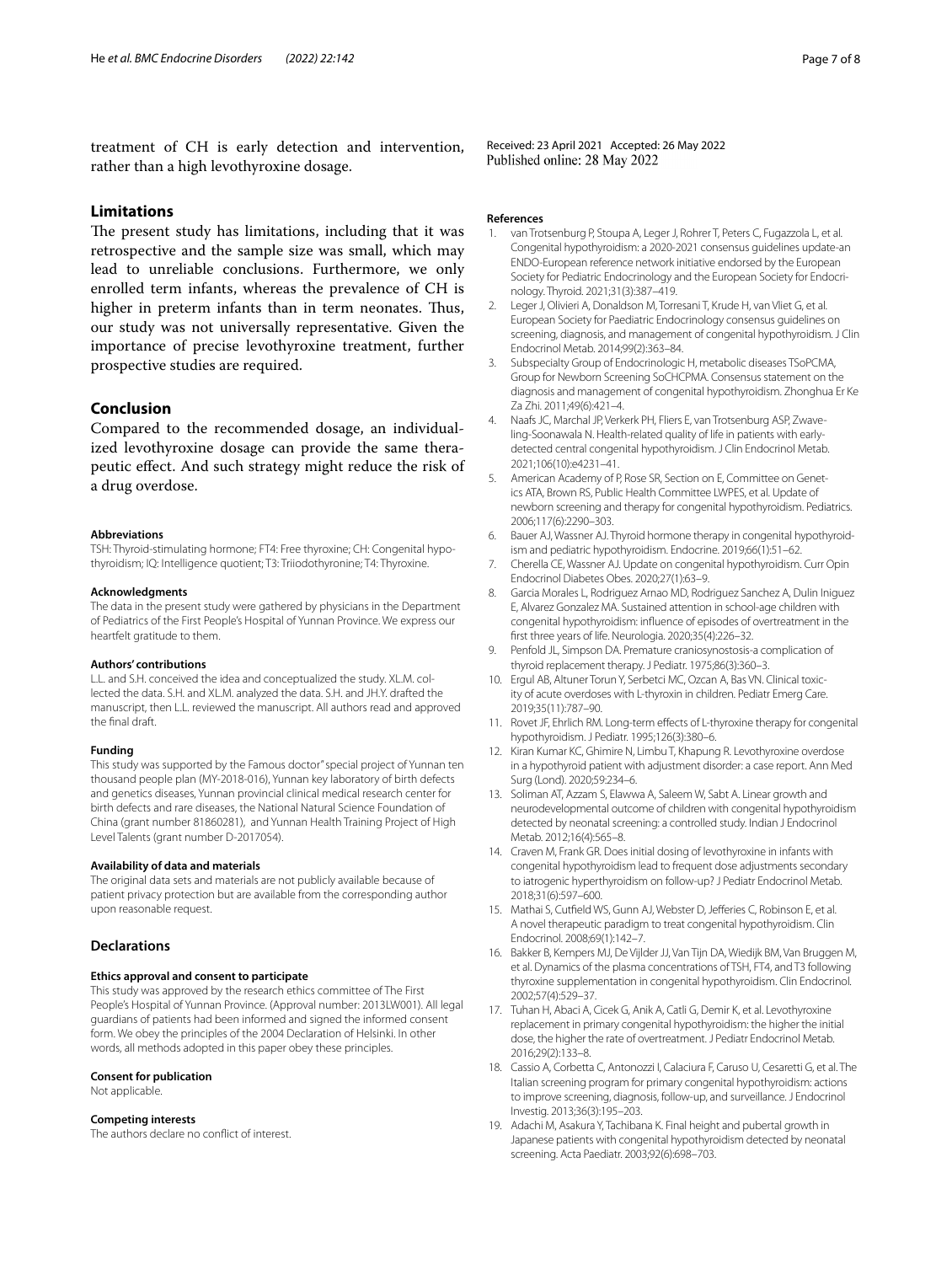treatment of CH is early detection and intervention, rather than a high levothyroxine dosage.

## Limitations

The present study has limitations, including that it was retrospective and the sample size was small, which may lead to unreliable conclusions. Furthermore, we only enrolled term infants, whereas the prevalence of CH is higher in preterm infants than in term neonates. Thus, our study was not universally representative. Given the importance of precise levothyroxine treatment, further prospective studies are required.

## Conclusion

Compared to the recommended dosage, an individualized levothyroxine dosage can provide the same therapeutic effect. And such strategy might reduce the risk of a drug overdose.

#### Abbreviations

TSH: Thyroid-stimulating hormone; FT4: Free thyroxine; CH: Congenital hypothyroidism; IQ: Intelligence quotient; T3: Triiodothyronine; T4: Thyroxine.

#### Acknowledgments

The data in the present study were gathered by physicians in the Department of Pediatrics of the First People's Hospital of Yunnan Province. We express our heartfelt gratitude to them.

#### Authors' contributions

L.L. and S.H. conceived the idea and conceptualized the study. XL.M. collected the data. S.H. and XL.M. analyzed the data. S.H. and JH.Y. drafted the manuscript, then L.L. reviewed the manuscript. All authors read and approved the final draft.

#### Funding

This study was supported by the Famous doctor" special project of Yunnan ten thousand people plan (MY-2018-016), Yunnan key laboratory of birth defects and genetics diseases, Yunnan provincial clinical medical research center for birth defects and rare diseases, the National Natural Science Foundation of China (grant number 81860281), and Yunnan Health Training Project of High Level Talents (grant number D-2017054).

#### Availability of data and materials

The original data sets and materials are not publicly available because of patient privacy protection but are available from the corresponding author upon reasonable request.

## Declarations

#### Ethics approval and consent to participate

This study was approved by the research ethics committee of The First People's Hospital of Yunnan Province. (Approval number: 2013LW001). All legal guardians of patients had been informed and signed the informed consent form. We obey the principles of the 2004 Declaration of Helsinki. In other words, all methods adopted in this paper obey these principles.

#### Consent for publication

Not applicable.

#### Competing interests

The authors declare no conflict of interest.

Received: 23 April 2021 Accepted: 26 May 2022
Published online: 28 May 2022

#### References

1. van Trotsenburg P, Stoupa A, Leger J, Rohrer T, Peters C, Fugazzola L, et al. Congenital hypothyroidism: a 2020-2021 consensus guidelines update-an ENDO-European reference network initiative endorsed by the European Society for Pediatric Endocrinology and the European Society for Endocrinology. Thyroid. 2021;31(3):387–419.
2. Leger J, Olivieri A, Donaldson M, Torresani T, Krude H, van Vliet G, et al. European Society for Paediatric Endocrinology consensus guidelines on screening, diagnosis, and management of congenital hypothyroidism. J Clin Endocrinol Metab. 2014;99(2):363–84.
3. Subspecialty Group of Endocrinologic H, metabolic diseases TSoPCMA, Group for Newborn Screening SoCHCPMA. Consensus statement on the diagnosis and management of congenital hypothyroidism. Zhonghua Er Ke Za Zhi. 2011;49(6):421–4.
4. Naafs JC, Marchal JP, Verkerk PH, Fliers E, van Trotsenburg ASP, Zwaveling-Soonawala N. Health-related quality of life in patients with early-detected central congenital hypothyroidism. J Clin Endocrinol Metab. 2021;106(10):e4231–41.
5. American Academy of P, Rose SR, Section on E, Committee on Genetics ATA, Brown RS, Public Health Committee LWPES, et al. Update of newborn screening and therapy for congenital hypothyroidism. Pediatrics. 2006;117(6):2290–303.
6. Bauer AJ, Wassner AJ. Thyroid hormone therapy in congenital hypothyroidism and pediatric hypothyroidism. Endocrine. 2019;66(1):51–62.
7. Cherella CE, Wassner AJ. Update on congenital hypothyroidism. Curr Opin Endocrinol Diabetes Obes. 2020;27(1):63–9.
8. Garcia Morales L, Rodriguez Arnao MD, Rodriguez Sanchez A, Dulin Iniguez E, Alvarez Gonzalez MA. Sustained attention in school-age children with congenital hypothyroidism: influence of episodes of overtreatment in the first three years of life. Neurologia. 2020;35(4):226–32.
9. Penfold JL, Simpson DA. Premature craniosynostosis-a complication of thyroid replacement therapy. J Pediatr. 1975;86(3):360–3.
10. Ergul AB, Altuner Torun Y, Serbetci MC, Ozcan A, Bas VN. Clinical toxicity of acute overdoses with L-thyroxin in children. Pediatr Emerg Care. 2019;35(11):787–90.
11. Rovet JF, Ehrlich RM. Long-term effects of L-thyroxine therapy for congenital hypothyroidism. J Pediatr. 1995;126(3):380–6.
12. Kiran Kumar KC, Ghimire N, Limbu T, Khapung R. Levothyroxine overdose in a hypothyroid patient with adjustment disorder: a case report. Ann Med Surg (Lond). 2020;59:234–6.
13. Soliman AT, Azzam S, Elawwa A, Saleem W, Sabt A. Linear growth and neurodevelopmental outcome of children with congenital hypothyroidism detected by neonatal screening: a controlled study. Indian J Endocrinol Metab. 2012;16(4):565–8.
14. Craven M, Frank GR. Does initial dosing of levothyroxine in infants with congenital hypothyroidism lead to frequent dose adjustments secondary to iatrogenic hyperthyroidism on follow-up? J Pediatr Endocrinol Metab. 2018;31(6):597–600.
15. Mathai S, Cutfield WS, Gunn AJ, Webster D, Jefferies C, Robinson E, et al. A novel therapeutic paradigm to treat congenital hypothyroidism. Clin Endocrinol. 2008;69(1):142–7.
16. Bakker B, Kempers MJ, De Vijlder JJ, Van Tijn DA, Wiedijk BM, Van Bruggen M, et al. Dynamics of the plasma concentrations of TSH, FT4, and T3 following thyroxine supplementation in congenital hypothyroidism. Clin Endocrinol. 2002;57(4):529–37.
17. Tuhan H, Abaci A, Cicek G, Anik A, Catli G, Demir K, et al. Levothyroxine replacement in primary congenital hypothyroidism: the higher the initial dose, the higher the rate of overtreatment. J Pediatr Endocrinol Metab. 2016;29(2):133–8.
18. Cassio A, Corbetta C, Antonozzi I, Calaciura F, Caruso U, Cesaretti G, et al. The Italian screening program for primary congenital hypothyroidism: actions to improve screening, diagnosis, follow-up, and surveillance. J Endocrinol Investig. 2013;36(3):195–203.
19. Adachi M, Asakura Y, Tachibana K. Final height and pubertal growth in Japanese patients with congenital hypothyroidism detected by neonatal screening. Acta Paediatr. 2003;92(6):698–703.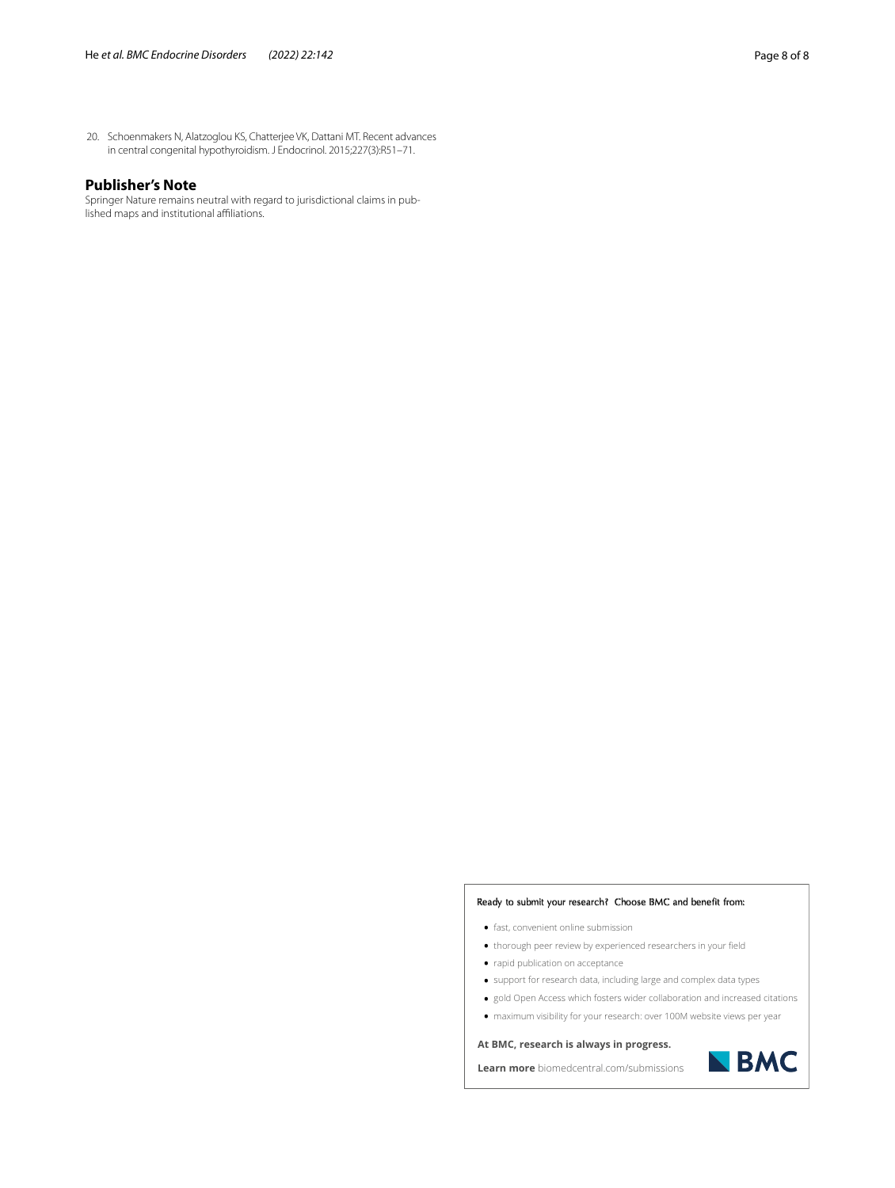20. Schoenmakers N, Alatzoglou KS, Chatterjee VK, Dattani MT. Recent advances in central congenital hypothyroidism. J Endocrinol. 2015;227(3):R51–71.

## Publisher's Note

Springer Nature remains neutral with regard to jurisdictional claims in published maps and institutional affiliations.

Ready to submit your research? Choose BMC and benefit from:

- fast, convenient online submission
- thorough peer review by experienced researchers in your field
- rapid publication on acceptance
- support for research data, including large and complex data types
- gold Open Access which fosters wider collaboration and increased citations
- maximum visibility for your research: over 100M website views per year

**At BMC, research is always in progress.**

**Learn more** biomedcentral.com/submissions

BMC